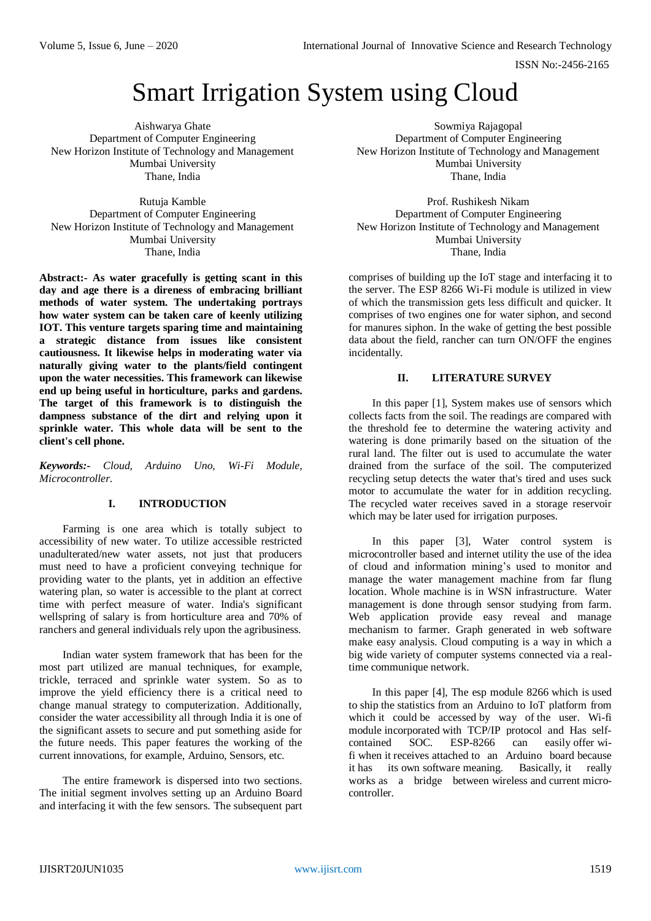# Smart Irrigation System using Cloud

Aishwarya Ghate
Department of Computer Engineering
New Horizon Institute of Technology and Management
Mumbai University
Thane, India

Sowmiya Rajagopal
Department of Computer Engineering
New Horizon Institute of Technology and Management
Mumbai University
Thane, India

Rutuja Kamble
Department of Computer Engineering
New Horizon Institute of Technology and Management
Mumbai University
Thane, India

Prof. Rushikesh Nikam
Department of Computer Engineering
New Horizon Institute of Technology and Management
Mumbai University
Thane, India

**Abstract:- As water gracefully is getting scant in this day and age there is a direness of embracing brilliant methods of water system. The undertaking portrays how water system can be taken care of keenly utilizing IOT. This venture targets sparing time and maintaining a strategic distance from issues like consistent cautiousness. It likewise helps in moderating water via naturally giving water to the plants/field contingent upon the water necessities. This framework can likewise end up being useful in horticulture, parks and gardens. The target of this framework is to distinguish the dampness substance of the dirt and relying upon it sprinkle water. This whole data will be sent to the client's cell phone.**

***Keywords:-*** *Cloud, Arduino Uno, Wi-Fi Module, Microcontroller.*

## I. INTRODUCTION

Farming is one area which is totally subject to accessibility of new water. To utilize accessible restricted unadulterated/new water assets, not just that producers must need to have a proficient conveying technique for providing water to the plants, yet in addition an effective watering plan, so water is accessible to the plant at correct time with perfect measure of water. India's significant wellspring of salary is from horticulture area and 70% of ranchers and general individuals rely upon the agribusiness.

Indian water system framework that has been for the most part utilized are manual techniques, for example, trickle, terraced and sprinkle water system. So as to improve the yield efficiency there is a critical need to change manual strategy to computerization. Additionally, consider the water accessibility all through India it is one of the significant assets to secure and put something aside for the future needs. This paper features the working of the current innovations, for example, Arduino, Sensors, etc.

The entire framework is dispersed into two sections. The initial segment involves setting up an Arduino Board and interfacing it with the few sensors. The subsequent part comprises of building up the IoT stage and interfacing it to the server. The ESP 8266 Wi-Fi module is utilized in view of which the transmission gets less difficult and quicker. It comprises of two engines one for water siphon, and second for manures siphon. In the wake of getting the best possible data about the field, rancher can turn ON/OFF the engines incidentally.

## II. LITERATURE SURVEY

In this paper [1], System makes use of sensors which collects facts from the soil. The readings are compared with the threshold fee to determine the watering activity and watering is done primarily based on the situation of the rural land. The filter out is used to accumulate the water drained from the surface of the soil. The computerized recycling setup detects the water that's tired and uses suck motor to accumulate the water for in addition recycling. The recycled water receives saved in a storage reservoir which may be later used for irrigation purposes.

In this paper [3], Water control system is microcontroller based and internet utility the use of the idea of cloud and information mining's used to monitor and manage the water management machine from far flung location. Whole machine is in WSN infrastructure. Water management is done through sensor studying from farm. Web application provide easy reveal and manage mechanism to farmer. Graph generated in web software make easy analysis. Cloud computing is a way in which a big wide variety of computer systems connected via a real-time communique network.

In this paper [4], The esp module 8266 which is used to ship the statistics from an Arduino to IoT platform from which it could be accessed by way of the user. Wi-fi module incorporated with TCP/IP protocol and Has self-contained SOC. ESP-8266 can easily offer wi-fi when it receives attached to an Arduino board because it has its own software meaning. Basically, it really works as a bridge between wireless and current micro-controller.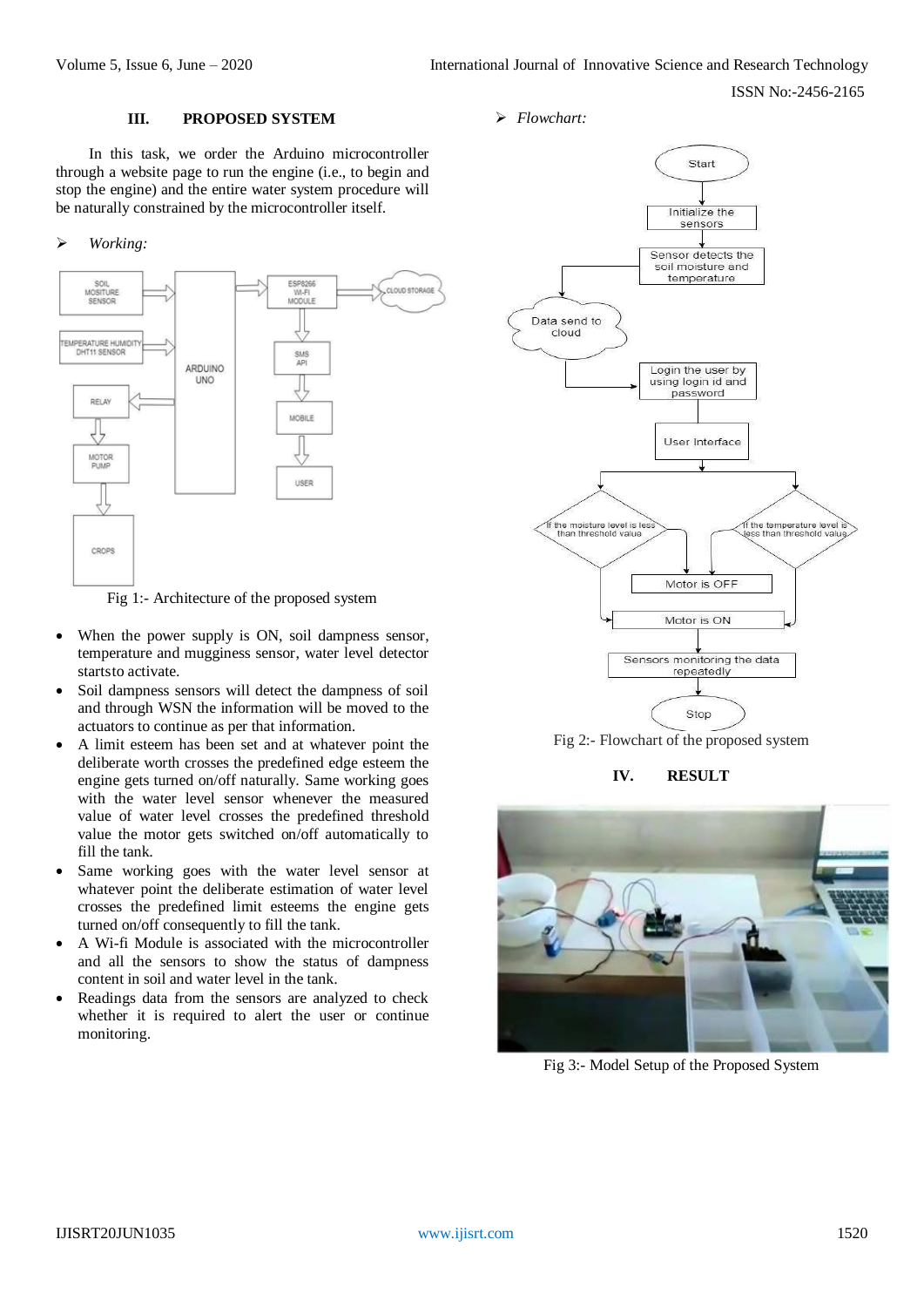## III. PROPOSED SYSTEM

In this task, we order the Arduino microcontroller through a website page to run the engine (i.e., to begin and stop the engine) and the entire water system procedure will be naturally constrained by the microcontroller itself.

➢ *Working:*

Fig 1:- Architecture of the proposed system

- When the power supply is ON, soil dampness sensor, temperature and mugginess sensor, water level detector startsto activate.
- Soil dampness sensors will detect the dampness of soil and through WSN the information will be moved to the actuators to continue as per that information.
- A limit esteem has been set and at whatever point the deliberate worth crosses the predefined edge esteem the engine gets turned on/off naturally. Same working goes with the water level sensor whenever the measured value of water level crosses the predefined threshold value the motor gets switched on/off automatically to fill the tank.
- Same working goes with the water level sensor at whatever point the deliberate estimation of water level crosses the predefined limit esteems the engine gets turned on/off consequently to fill the tank.
- A Wi-fi Module is associated with the microcontroller and all the sensors to show the status of dampness content in soil and water level in the tank.
- Readings data from the sensors are analyzed to check whether it is required to alert the user or continue monitoring.

➢ *Flowchart:*

Fig 2:- Flowchart of the proposed system

## IV. RESULT

Fig 3:- Model Setup of the Proposed System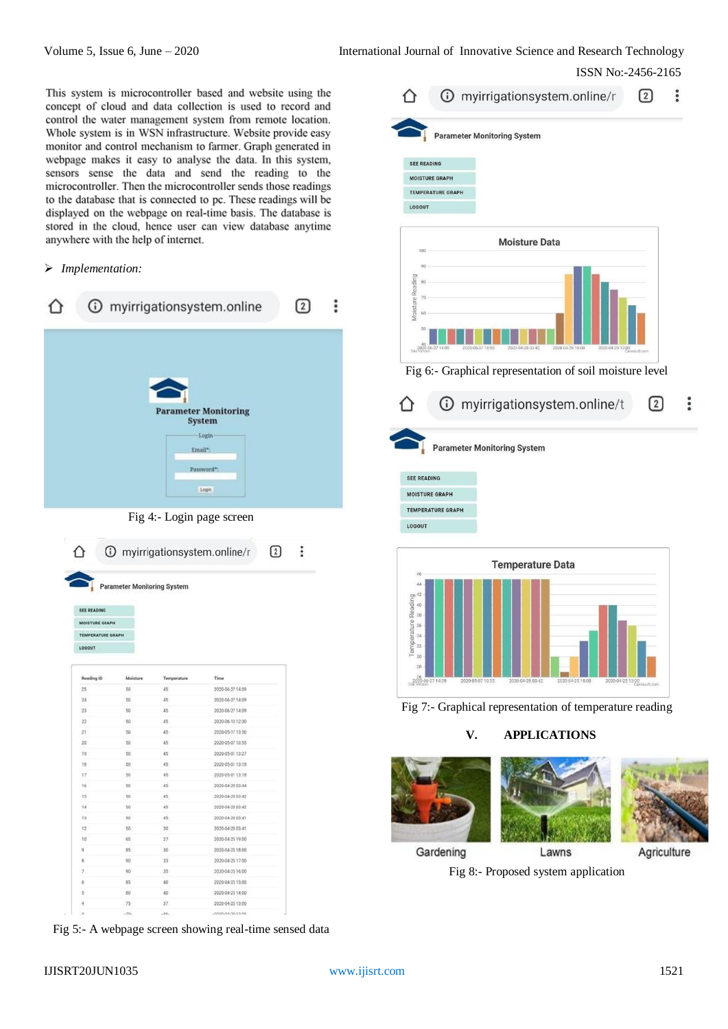This system is microcontroller based and website using the concept of cloud and data collection is used to record and control the water management system from remote location. Whole system is in WSN infrastructure. Website provide easy monitor and control mechanism to farmer. Graph generated in webpage makes it easy to analyse the data. In this system, sensors sense the data and send the reading to the microcontroller. Then the microcontroller sends those readings to the database that is connected to pc. These readings will be displayed on the webpage on real-time basis. The database is stored in the cloud, hence user can view database anytime anywhere with the help of internet.

- *Implementation:*

Fig 4:- Login page screen

Fig 5:- A webpage screen showing real-time sensed data

Fig 6:- Graphical representation of soil moisture level

Fig 7:- Graphical representation of temperature reading

## V. APPLICATIONS

Fig 8:- Proposed system application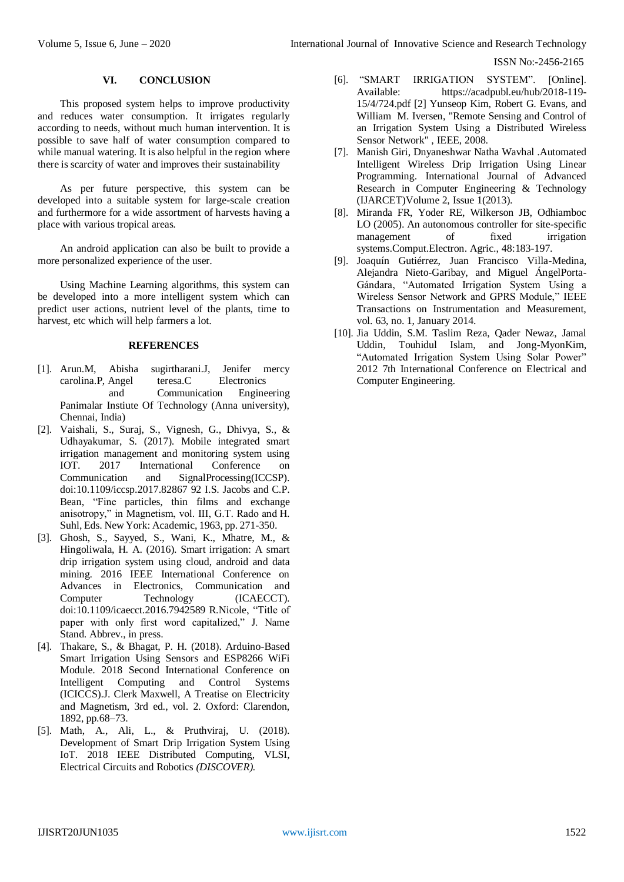## VI. CONCLUSION

This proposed system helps to improve productivity and reduces water consumption. It irrigates regularly according to needs, without much human intervention. It is possible to save half of water consumption compared to while manual watering. It is also helpful in the region where there is scarcity of water and improves their sustainability

As per future perspective, this system can be developed into a suitable system for large-scale creation and furthermore for a wide assortment of harvests having a place with various tropical areas.

An android application can also be built to provide a more personalized experience of the user.

Using Machine Learning algorithms, this system can be developed into a more intelligent system which can predict user actions, nutrient level of the plants, time to harvest, etc which will help farmers a lot.

## REFERENCES

[1]. Arun.M, Abisha sugirtharani.J, Jenifer mercy carolina.P, Angel teresa.C Electronics and Communication Engineering Panimalar Instiute Of Technology (Anna university), Chennai, India)

[2]. Vaishali, S., Suraj, S., Vignesh, G., Dhivya, S., & Udhayakumar, S. (2017). Mobile integrated smart irrigation management and monitoring system using IOT. 2017 International Conference on Communication and SignalProcessing(ICCSP). doi:10.1109/iccsp.2017.82867 92 I.S. Jacobs and C.P. Bean, "Fine particles, thin films and exchange anisotropy," in Magnetism, vol. III, G.T. Rado and H. Suhl, Eds. New York: Academic, 1963, pp. 271-350.

[3]. Ghosh, S., Sayyed, S., Wani, K., Mhatre, M., & Hingoliwala, H. A. (2016). Smart irrigation: A smart drip irrigation system using cloud, android and data mining. 2016 IEEE International Conference on Advances in Electronics, Communication and Computer Technology (ICAECCT). doi:10.1109/icaecct.2016.7942589 R.Nicole, "Title of paper with only first word capitalized," J. Name Stand. Abbrev., in press.

[4]. Thakare, S., & Bhagat, P. H. (2018). Arduino-Based Smart Irrigation Using Sensors and ESP8266 WiFi Module. 2018 Second International Conference on Intelligent Computing and Control Systems (ICICCS).J. Clerk Maxwell, A Treatise on Electricity and Magnetism, 3rd ed., vol. 2. Oxford: Clarendon, 1892, pp.68–73.

[5]. Math, A., Ali, L., & Pruthviraj, U. (2018). Development of Smart Drip Irrigation System Using IoT. 2018 IEEE Distributed Computing, VLSI, Electrical Circuits and Robotics *(DISCOVER).*

[6]. "SMART IRRIGATION SYSTEM". [Online]. Available: https://acadpubl.eu/hub/2018-119-15/4/724.pdf [2] Yunseop Kim, Robert G. Evans, and William M. Iversen, "Remote Sensing and Control of an Irrigation System Using a Distributed Wireless Sensor Network" , IEEE, 2008.

[7]. Manish Giri, Dnyaneshwar Natha Wavhal .Automated Intelligent Wireless Drip Irrigation Using Linear Programming. International Journal of Advanced Research in Computer Engineering & Technology (IJARCET)Volume 2, Issue 1(2013).

[8]. Miranda FR, Yoder RE, Wilkerson JB, Odhiamboc LO (2005). An autonomous controller for site-specific management of fixed irrigation systems.Comput.Electron. Agric., 48:183-197.

[9]. Joaquín Gutiérrez, Juan Francisco Villa-Medina, Alejandra Nieto-Garibay, and Miguel ÁngelPorta-Gándara, "Automated Irrigation System Using a Wireless Sensor Network and GPRS Module," IEEE Transactions on Instrumentation and Measurement, vol. 63, no. 1, January 2014.

[10]. Jia Uddin, S.M. Taslim Reza, Qader Newaz, Jamal Uddin, Touhidul Islam, and Jong-MyonKim, "Automated Irrigation System Using Solar Power" 2012 7th International Conference on Electrical and Computer Engineering.